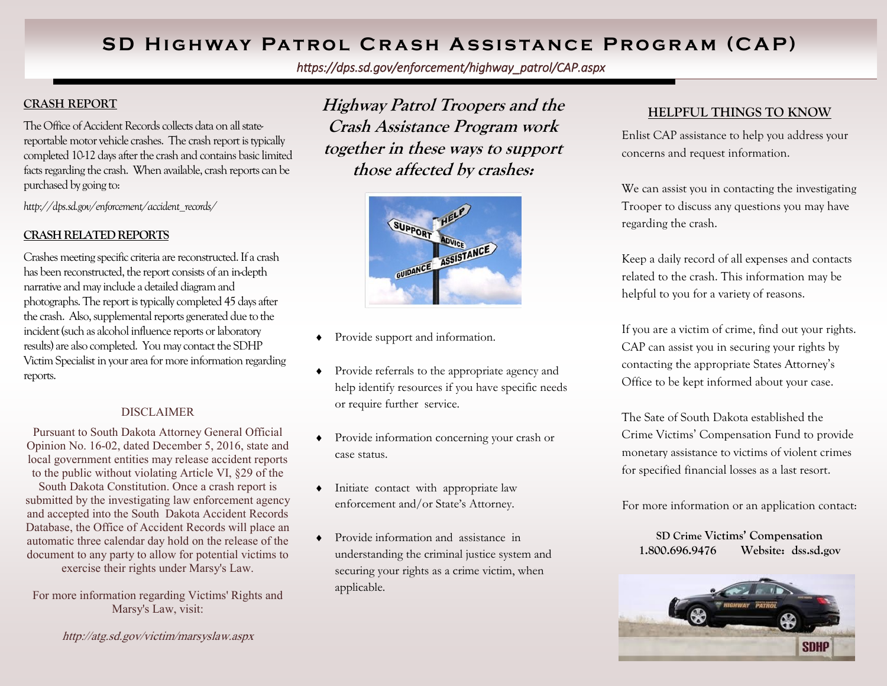# SD Highway Patrol Crash Assistance Program (CAP)

*https://dps.sd.gov/enforcement/highway_patrol/CAP.aspx*

## CRASH REPORT

The Office of Accident Records collects data on all state-reportable motor vehicle crashes. The crash report is typically completed 10-12 days after the crash and contains basic limited facts regarding the crash. When available, crash reports can be purchased by going to:

*http://dps.sd.gov/enforcement/accident_records/*

## CRASH RELATED REPORTS

Crashes meeting specific criteria are reconstructed. If a crash has been reconstructed, the report consists of an in-depth narrative and may include a detailed diagram and photographs. The report is typically completed 45 days after the crash. Also, supplemental reports generated due to the incident (such as alcohol influence reports or laboratory results) are also completed. You may contact the SDHP Victim Specialist in your area for more information regarding reports.

### DISCLAIMER

Pursuant to South Dakota Attorney General Official Opinion No. 16-02, dated December 5, 2016, state and local government entities may release accident reports to the public without violating Article VI, §29 of the South Dakota Constitution. Once a crash report is submitted by the investigating law enforcement agency and accepted into the South Dakota Accident Records Database, the Office of Accident Records will place an automatic three calendar day hold on the release of the document to any party to allow for potential victims to exercise their rights under Marsy's Law.

For more information regarding Victims' Rights and Marsy's Law, visit:

*http://atg.sd.gov/victim/marsyslaw.aspx*

## *Highway Patrol Troopers and the Crash Assistance Program work together in these ways to support those affected by crashes:*

- Provide support and information.
- Provide referrals to the appropriate agency and help identify resources if you have specific needs or require further service.
- Provide information concerning your crash or case status.
- Initiate contact with appropriate law enforcement and/or State's Attorney.
- Provide information and assistance in understanding the criminal justice system and securing your rights as a crime victim, when applicable.

## HELPFUL THINGS TO KNOW

Enlist CAP assistance to help you address your concerns and request information.

We can assist you in contacting the investigating Trooper to discuss any questions you may have regarding the crash.

Keep a daily record of all expenses and contacts related to the crash. This information may be helpful to you for a variety of reasons.

If you are a victim of crime, find out your rights. CAP can assist you in securing your rights by contacting the appropriate States Attorney's Office to be kept informed about your case.

The Sate of South Dakota established the Crime Victims' Compensation Fund to provide monetary assistance to victims of violent crimes for specified financial losses as a last resort.

For more information or an application contact:

**SD Crime Victims' Compensation**
**1.800.696.9476 Website: dss.sd.gov**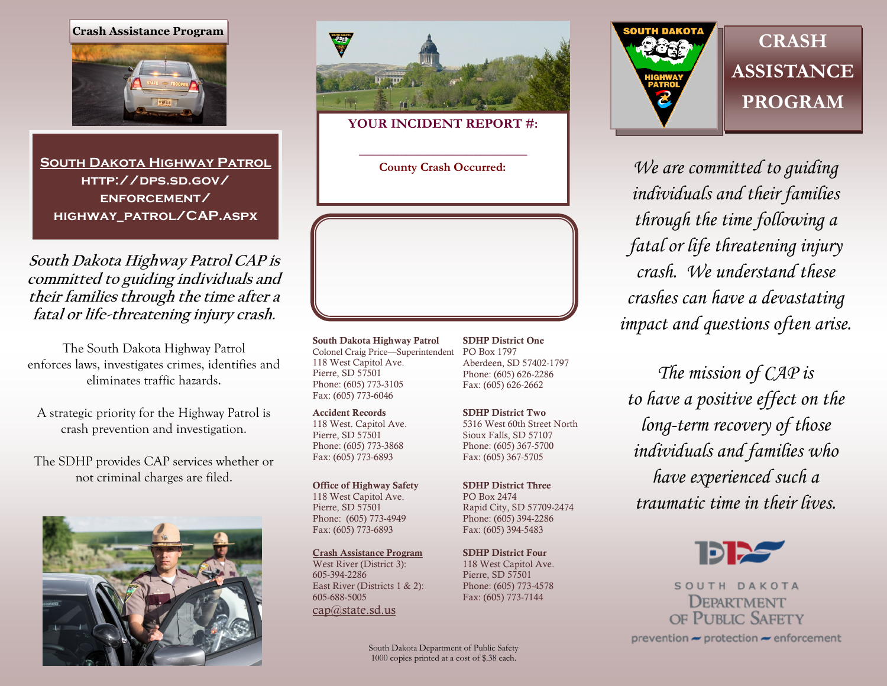Crash Assistance Program

**South Dakota Highway Patrol**
**http://dps.sd.gov/enforcement/highway_patrol/CAP.aspx**

***South Dakota Highway Patrol CAP is committed to guiding individuals and their families through the time after a fatal or life-threatening injury crash.***

The South Dakota Highway Patrol enforces laws, investigates crimes, identifies and eliminates traffic hazards.

A strategic priority for the Highway Patrol is crash prevention and investigation.

The SDHP provides CAP services whether or not criminal charges are filed.

**YOUR INCIDENT REPORT #:**

______________________________

**County Crash Occurred:**

**South Dakota Highway Patrol**
Colonel Craig Price—Superintendent
118 West Capitol Ave.
Pierre, SD 57501
Phone: (605) 773-3105
Fax: (605) 773-6046

**Accident Records**
118 West. Capitol Ave.
Pierre, SD 57501
Phone: (605) 773-3868
Fax: (605) 773-6893

**Office of Highway Safety**
118 West Capitol Ave.
Pierre, SD 57501
Phone: (605) 773-4949
Fax: (605) 773-6893

**Crash Assistance Program**
West River (District 3):
605-394-2286
East River (Districts 1 & 2):
605-688-5005
cap@state.sd.us

**SDHP District One**
PO Box 1797
Aberdeen, SD 57402-1797
Phone: (605) 626-2286
Fax: (605) 626-2662

**SDHP District Two**
5316 West 60th Street North
Sioux Falls, SD 57107
Phone: (605) 367-5700
Fax: (605) 367-5705

**SDHP District Three**
PO Box 2474
Rapid City, SD 57709-2474
Phone: (605) 394-2286
Fax: (605) 394-5483

**SDHP District Four**
118 West Capitol Ave.
Pierre, SD 57501
Phone: (605) 773-4578
Fax: (605) 773-7144

South Dakota Department of Public Safety
1000 copies printed at a cost of $.38 each.

SOUTH DAKOTA HIGHWAY PATROL

# CRASH ASSISTANCE PROGRAM

*We are committed to guiding individuals and their families through the time following a fatal or life threatening injury crash. We understand these crashes can have a devastating impact and questions often arise.*

*The mission of CAP is to have a positive effect on the long-term recovery of those individuals and families who have experienced such a traumatic time in their lives.*

SOUTH DAKOTA DEPARTMENT OF PUBLIC SAFETY
prevention ~ protection ~ enforcement